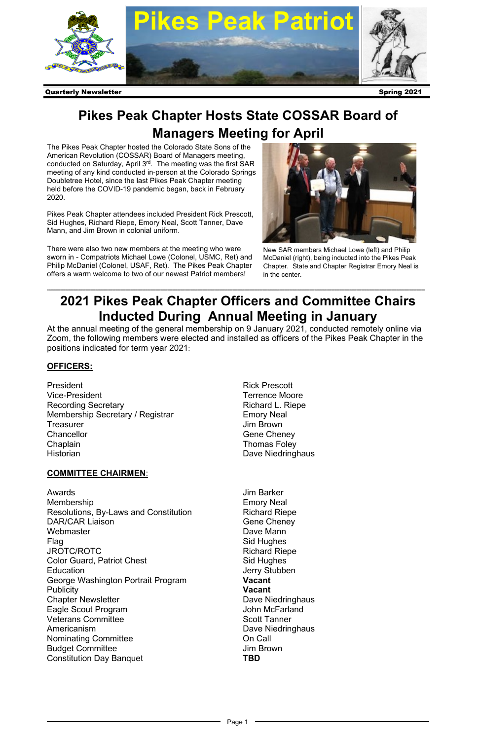# Pikes Peak Patriot

**Quarterly Newsletter** **Spring 2021**

## Pikes Peak Chapter Hosts State COSSAR Board of Managers Meeting for April

The Pikes Peak Chapter hosted the Colorado State Sons of the American Revolution (COSSAR) Board of Managers meeting, conducted on Saturday, April 3rd. The meeting was the first SAR meeting of any kind conducted in-person at the Colorado Springs Doubletree Hotel, since the last Pikes Peak Chapter meeting held before the COVID-19 pandemic began, back in February 2020.

Pikes Peak Chapter attendees included President Rick Prescott, Sid Hughes, Richard Riepe, Emory Neal, Scott Tanner, Dave Mann, and Jim Brown in colonial uniform.

There were also two new members at the meeting who were sworn in - Compatriots Michael Lowe (Colonel, USMC, Ret) and Philip McDaniel (Colonel, USAF, Ret). The Pikes Peak Chapter offers a warm welcome to two of our newest Patriot members!

New SAR members Michael Lowe (left) and Philip McDaniel (right), being inducted into the Pikes Peak Chapter. State and Chapter Registrar Emory Neal is in the center.

---

## 2021 Pikes Peak Chapter Officers and Committee Chairs Inducted During Annual Meeting in January

At the annual meeting of the general membership on 9 January 2021, conducted remotely online via Zoom, the following members were elected and installed as officers of the Pikes Peak Chapter in the positions indicated for term year 2021:

**OFFICERS:**

| Position | Name |
| --- | --- |
| President | Rick Prescott |
| Vice-President | Terrence Moore |
| Recording Secretary | Richard L. Riepe |
| Membership Secretary / Registrar | Emory Neal |
| Treasurer | Jim Brown |
| Chancellor | Gene Cheney |
| Chaplain | Thomas Foley |
| Historian | Dave Niedringhaus |

**COMMITTEE CHAIRMEN:**

| Committee | Name |
| --- | --- |
| Awards | Jim Barker |
| Membership | Emory Neal |
| Resolutions, By-Laws and Constitution | Richard Riepe |
| DAR/CAR Liaison | Gene Cheney |
| Webmaster | Dave Mann |
| Flag | Sid Hughes |
| JROTC/ROTC | Richard Riepe |
| Color Guard, Patriot Chest | Sid Hughes |
| Education | Jerry Stubben |
| George Washington Portrait Program | **Vacant** |
| Publicity | **Vacant** |
| Chapter Newsletter | Dave Niedringhaus |
| Eagle Scout Program | John McFarland |
| Veterans Committee | Scott Tanner |
| Americanism | Dave Niedringhaus |
| Nominating Committee | On Call |
| Budget Committee | Jim Brown |
| Constitution Day Banquet | **TBD** |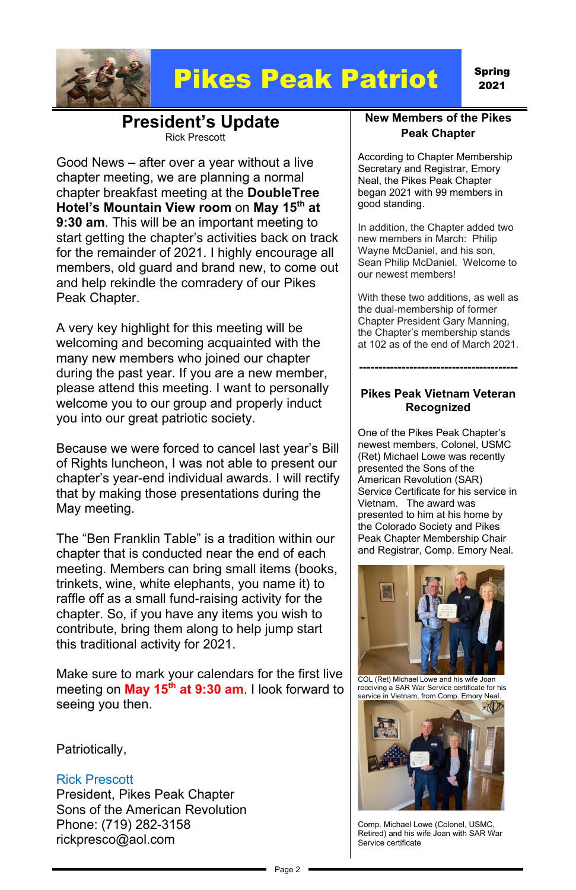# Pikes Peak Patriot

Spring 2021

## President's Update

Rick Prescott

Good News – after over a year without a live chapter meeting, we are planning a normal chapter breakfast meeting at the **DoubleTree Hotel's Mountain View room** on **May 15th at 9:30 am**. This will be an important meeting to start getting the chapter's activities back on track for the remainder of 2021. I highly encourage all members, old guard and brand new, to come out and help rekindle the comradery of our Pikes Peak Chapter.

A very key highlight for this meeting will be welcoming and becoming acquainted with the many new members who joined our chapter during the past year. If you are a new member, please attend this meeting. I want to personally welcome you to our group and properly induct you into our great patriotic society.

Because we were forced to cancel last year's Bill of Rights luncheon, I was not able to present our chapter's year-end individual awards. I will rectify that by making those presentations during the May meeting.

The "Ben Franklin Table" is a tradition within our chapter that is conducted near the end of each meeting. Members can bring small items (books, trinkets, wine, white elephants, you name it) to raffle off as a small fund-raising activity for the chapter. So, if you have any items you wish to contribute, bring them along to help jump start this traditional activity for 2021.

Make sure to mark your calendars for the first live meeting on **May 15th at 9:30 am**. I look forward to seeing you then.

Patriotically,

Rick Prescott
President, Pikes Peak Chapter
Sons of the American Revolution
Phone: (719) 282-3158
rickpresco@aol.com

### New Members of the Pikes Peak Chapter

According to Chapter Membership Secretary and Registrar, Emory Neal, the Pikes Peak Chapter began 2021 with 99 members in good standing.

In addition, the Chapter added two new members in March: Philip Wayne McDaniel, and his son, Sean Philip McDaniel. Welcome to our newest members!

With these two additions, as well as the dual-membership of former Chapter President Gary Manning, the Chapter's membership stands at 102 as of the end of March 2021.

---

### Pikes Peak Vietnam Veteran Recognized

One of the Pikes Peak Chapter's newest members, Colonel, USMC (Ret) Michael Lowe was recently presented the Sons of the American Revolution (SAR) Service Certificate for his service in Vietnam. The award was presented to him at his home by the Colorado Society and Pikes Peak Chapter Membership Chair and Registrar, Comp. Emory Neal.

COL (Ret) Michael Lowe and his wife Joan receiving a SAR War Service certificate for his service in Vietnam, from Comp. Emory Neal.

Comp. Michael Lowe (Colonel, USMC, Retired) and his wife Joan with SAR War Service certificate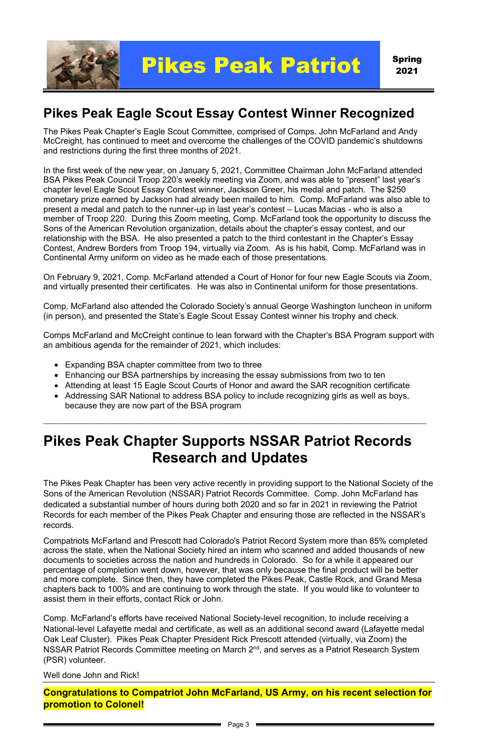# Pikes Peak Patriot

Spring 2021

## Pikes Peak Eagle Scout Essay Contest Winner Recognized

The Pikes Peak Chapter's Eagle Scout Committee, comprised of Comps. John McFarland and Andy McCreight, has continued to meet and overcome the challenges of the COVID pandemic's shutdowns and restrictions during the first three months of 2021.

In the first week of the new year, on January 5, 2021, Committee Chairman John McFarland attended BSA Pikes Peak Council Troop 220's weekly meeting via Zoom, and was able to "present" last year's chapter level Eagle Scout Essay Contest winner, Jackson Greer, his medal and patch. The $250 monetary prize earned by Jackson had already been mailed to him. Comp. McFarland was also able to present a medal and patch to the runner-up in last year's contest – Lucas Macias - who is also a member of Troop 220. During this Zoom meeting, Comp. McFarland took the opportunity to discuss the Sons of the American Revolution organization, details about the chapter's essay contest, and our relationship with the BSA. He also presented a patch to the third contestant in the Chapter's Essay Contest, Andrew Borders from Troop 194, virtually via Zoom. As is his habit, Comp. McFarland was in Continental Army uniform on video as he made each of those presentations.

On February 9, 2021, Comp. McFarland attended a Court of Honor for four new Eagle Scouts via Zoom, and virtually presented their certificates. He was also in Continental uniform for those presentations.

Comp. McFarland also attended the Colorado Society's annual George Washington luncheon in uniform (in person), and presented the State's Eagle Scout Essay Contest winner his trophy and check.

Comps McFarland and McCreight continue to lean forward with the Chapter's BSA Program support with an ambitious agenda for the remainder of 2021, which includes:

- Expanding BSA chapter committee from two to three
- Enhancing our BSA partnerships by increasing the essay submissions from two to ten
- Attending at least 15 Eagle Scout Courts of Honor and award the SAR recognition certificate
- Addressing SAR National to address BSA policy to include recognizing girls as well as boys, because they are now part of the BSA program

---

## Pikes Peak Chapter Supports NSSAR Patriot Records Research and Updates

The Pikes Peak Chapter has been very active recently in providing support to the National Society of the Sons of the American Revolution (NSSAR) Patriot Records Committee. Comp. John McFarland has dedicated a substantial number of hours during both 2020 and so far in 2021 in reviewing the Patriot Records for each member of the Pikes Peak Chapter and ensuring those are reflected in the NSSAR's records.

Compatriots McFarland and Prescott had Colorado's Patriot Record System more than 85% completed across the state, when the National Society hired an intern who scanned and added thousands of new documents to societies across the nation and hundreds in Colorado. So for a while it appeared our percentage of completion went down, however, that was only because the final product will be better and more complete. Since then, they have completed the Pikes Peak, Castle Rock, and Grand Mesa chapters back to 100% and are continuing to work through the state. If you would like to volunteer to assist them in their efforts, contact Rick or John.

Comp. McFarland's efforts have received National Society-level recognition, to include receiving a National-level Lafayette medal and certificate, as well as an additional second award (Lafayette medal Oak Leaf Cluster). Pikes Peak Chapter President Rick Prescott attended (virtually, via Zoom) the NSSAR Patriot Records Committee meeting on March 2nd, and serves as a Patriot Research System (PSR) volunteer.

Well done John and Rick!

**Congratulations to Compatriot John McFarland, US Army, on his recent selection for promotion to Colonel!**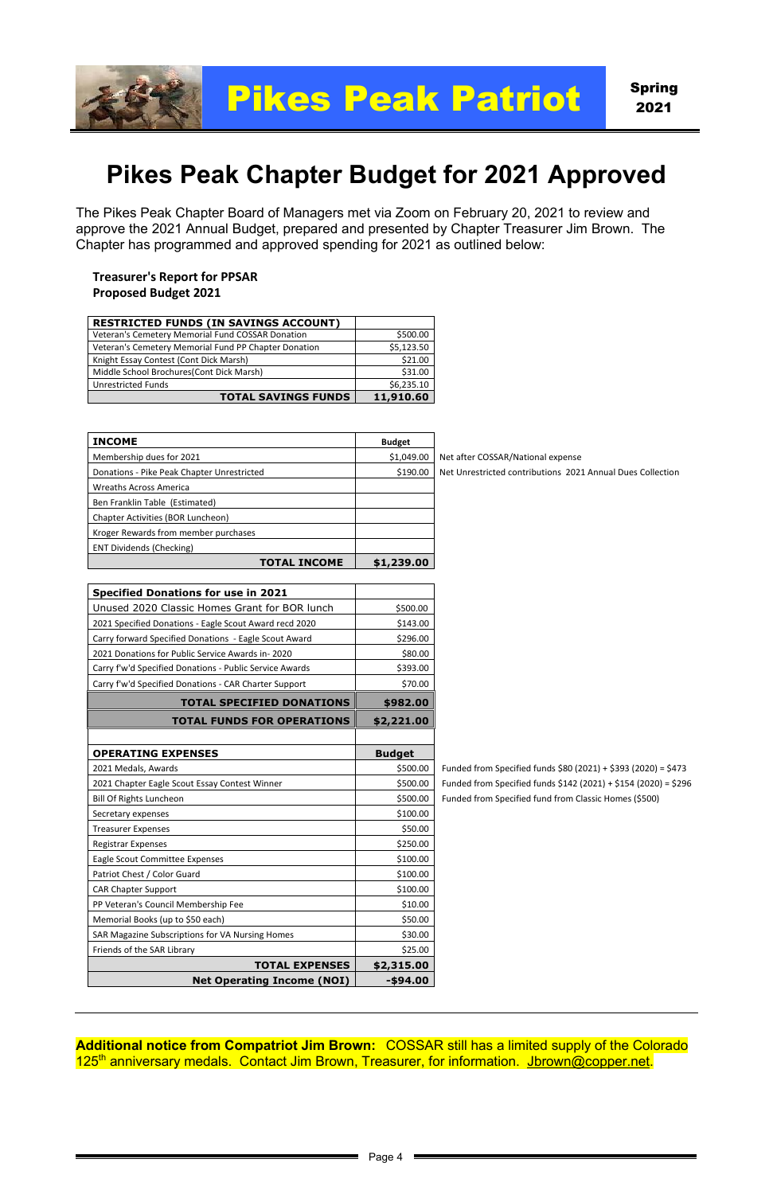# Pikes Peak Chapter Budget for 2021 Approved

The Pikes Peak Chapter Board of Managers met via Zoom on February 20, 2021 to review and approve the 2021 Annual Budget, prepared and presented by Chapter Treasurer Jim Brown. The Chapter has programmed and approved spending for 2021 as outlined below:

**Treasurer's Report for PPSAR**
**Proposed Budget 2021**

| RESTRICTED FUNDS (IN SAVINGS ACCOUNT) | |
|---|---|
| Veteran's Cemetery Memorial Fund COSSAR Donation | $500.00 |
| Veteran's Cemetery Memorial Fund PP Chapter Donation | $5,123.50 |
| Knight Essay Contest (Cont Dick Marsh) | $21.00 |
| Middle School Brochures(Cont Dick Marsh) | $31.00 |
| Unrestricted Funds | $6,235.10 |
| **TOTAL SAVINGS FUNDS** | **11,910.60** |

| INCOME | Budget | |
|---|---|---|
| Membership dues for 2021 | $1,049.00 | Net after COSSAR/National expense |
| Donations - Pike Peak Chapter Unrestricted | $190.00 | Net Unrestricted contributions 2021 Annual Dues Collection |
| Wreaths Across America | | |
| Ben Franklin Table (Estimated) | | |
| Chapter Activities (BOR Luncheon) | | |
| Kroger Rewards from member purchases | | |
| ENT Dividends (Checking) | | |
| **TOTAL INCOME** | **$1,239.00** | |

| Specified Donations for use in 2021 | |
|---|---|
| Unused 2020 Classic Homes Grant for BOR lunch | $500.00 |
| 2021 Specified Donations - Eagle Scout Award recd 2020 | $143.00 |
| Carry forward Specified Donations - Eagle Scout Award | $296.00 |
| 2021 Donations for Public Service Awards in- 2020 | $80.00 |
| Carry f'w'd Specified Donations - Public Service Awards | $393.00 |
| Carry f'w'd Specified Donations - CAR Charter Support | $70.00 |
| **TOTAL SPECIFIED DONATIONS** | **$982.00** |
| **TOTAL FUNDS FOR OPERATIONS** | **$2,221.00** |

| OPERATING EXPENSES | Budget | |
|---|---|---|
| 2021 Medals, Awards | $500.00 | Funded from Specified funds $80 (2021) + $393 (2020) = $473 |
| 2021 Chapter Eagle Scout Essay Contest Winner | $500.00 | Funded from Specified funds $142 (2021) + $154 (2020) = $296 |
| Bill Of Rights Luncheon | $500.00 | Funded from Specified fund from Classic Homes ($500) |
| Secretary expenses | $100.00 | |
| Treasurer Expenses | $50.00 | |
| Registrar Expenses | $250.00 | |
| Eagle Scout Committee Expenses | $100.00 | |
| Patriot Chest / Color Guard | $100.00 | |
| CAR Chapter Support | $100.00 | |
| PP Veteran's Council Membership Fee | $10.00 | |
| Memorial Books (up to $50 each) | $50.00 | |
| SAR Magazine Subscriptions for VA Nursing Homes | $30.00 | |
| Friends of the SAR Library | $25.00 | |
| **TOTAL EXPENSES** | **$2,315.00** | |
| **Net Operating Income (NOI)** | **-$94.00** | |

---

**Additional notice from Compatriot Jim Brown:** COSSAR still has a limited supply of the Colorado 125th anniversary medals. Contact Jim Brown, Treasurer, for information. Jbrown@copper.net.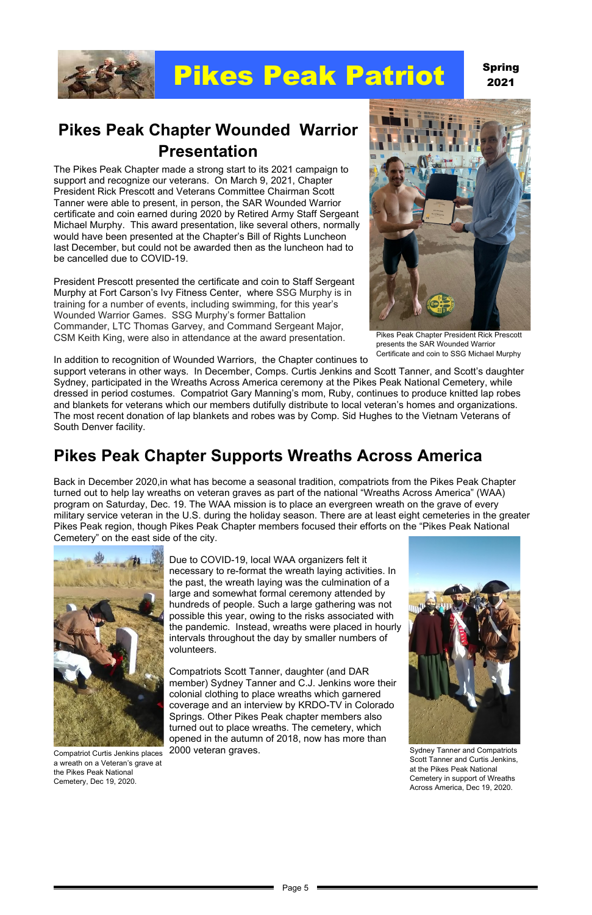# Pikes Peak Patriot

**Spring 2021**

## Pikes Peak Chapter Wounded Warrior Presentation

The Pikes Peak Chapter made a strong start to its 2021 campaign to support and recognize our veterans. On March 9, 2021, Chapter President Rick Prescott and Veterans Committee Chairman Scott Tanner were able to present, in person, the SAR Wounded Warrior certificate and coin earned during 2020 by Retired Army Staff Sergeant Michael Murphy. This award presentation, like several others, normally would have been presented at the Chapter's Bill of Rights Luncheon last December, but could not be awarded then as the luncheon had to be cancelled due to COVID-19.

President Prescott presented the certificate and coin to Staff Sergeant Murphy at Fort Carson's Ivy Fitness Center, where SSG Murphy is in training for a number of events, including swimming, for this year's Wounded Warrior Games. SSG Murphy's former Battalion Commander, LTC Thomas Garvey, and Command Sergeant Major, CSM Keith King, were also in attendance at the award presentation.

Pikes Peak Chapter President Rick Prescott presents the SAR Wounded Warrior Certificate and coin to SSG Michael Murphy

In addition to recognition of Wounded Warriors, the Chapter continues to support veterans in other ways. In December, Comps. Curtis Jenkins and Scott Tanner, and Scott's daughter Sydney, participated in the Wreaths Across America ceremony at the Pikes Peak National Cemetery, while dressed in period costumes. Compatriot Gary Manning's mom, Ruby, continues to produce knitted lap robes and blankets for veterans which our members dutifully distribute to local veteran's homes and organizations. The most recent donation of lap blankets and robes was by Comp. Sid Hughes to the Vietnam Veterans of South Denver facility.

## Pikes Peak Chapter Supports Wreaths Across America

Back in December 2020,in what has become a seasonal tradition, compatriots from the Pikes Peak Chapter turned out to help lay wreaths on veteran graves as part of the national "Wreaths Across America" (WAA) program on Saturday, Dec. 19. The WAA mission is to place an evergreen wreath on the grave of every military service veteran in the U.S. during the holiday season. There are at least eight cemeteries in the greater Pikes Peak region, though Pikes Peak Chapter members focused their efforts on the "Pikes Peak National Cemetery" on the east side of the city.

Due to COVID-19, local WAA organizers felt it necessary to re-format the wreath laying activities. In the past, the wreath laying was the culmination of a large and somewhat formal ceremony attended by hundreds of people. Such a large gathering was not possible this year, owing to the risks associated with the pandemic. Instead, wreaths were placed in hourly intervals throughout the day by smaller numbers of volunteers.

Compatriots Scott Tanner, daughter (and DAR member) Sydney Tanner and C.J. Jenkins wore their colonial clothing to place wreaths which garnered coverage and an interview by KRDO-TV in Colorado Springs. Other Pikes Peak chapter members also turned out to place wreaths. The cemetery, which opened in the autumn of 2018, now has more than 2000 veteran graves.

Compatriot Curtis Jenkins places a wreath on a Veteran's grave at the Pikes Peak National Cemetery, Dec 19, 2020.

Sydney Tanner and Compatriots Scott Tanner and Curtis Jenkins, at the Pikes Peak National Cemetery in support of Wreaths Across America, Dec 19, 2020.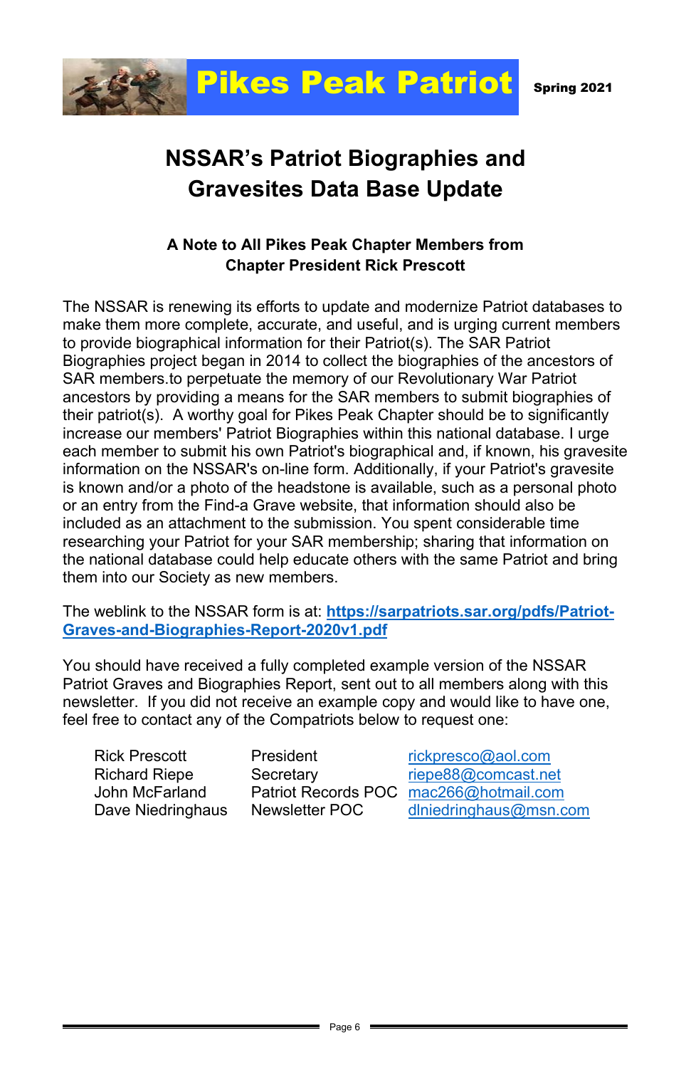# NSSAR's Patriot Biographies and Gravesites Data Base Update

### A Note to All Pikes Peak Chapter Members from Chapter President Rick Prescott

The NSSAR is renewing its efforts to update and modernize Patriot databases to make them more complete, accurate, and useful, and is urging current members to provide biographical information for their Patriot(s). The SAR Patriot Biographies project began in 2014 to collect the biographies of the ancestors of SAR members.to perpetuate the memory of our Revolutionary War Patriot ancestors by providing a means for the SAR members to submit biographies of their patriot(s). A worthy goal for Pikes Peak Chapter should be to significantly increase our members' Patriot Biographies within this national database. I urge each member to submit his own Patriot's biographical and, if known, his gravesite information on the NSSAR's on-line form. Additionally, if your Patriot's gravesite is known and/or a photo of the headstone is available, such as a personal photo or an entry from the Find-a Grave website, that information should also be included as an attachment to the submission. You spent considerable time researching your Patriot for your SAR membership; sharing that information on the national database could help educate others with the same Patriot and bring them into our Society as new members.

The weblink to the NSSAR form is at: **https://sarpatriots.sar.org/pdfs/Patriot-Graves-and-Biographies-Report-2020v1.pdf**

You should have received a fully completed example version of the NSSAR Patriot Graves and Biographies Report, sent out to all members along with this newsletter. If you did not receive an example copy and would like to have one, feel free to contact any of the Compatriots below to request one:

| | | |
|---|---|---|
| Rick Prescott | President | rickpresco@aol.com |
| Richard Riepe | Secretary | riepe88@comcast.net |
| John McFarland | Patriot Records POC | mac266@hotmail.com |
| Dave Niedringhaus | Newsletter POC | dlniedringhaus@msn.com |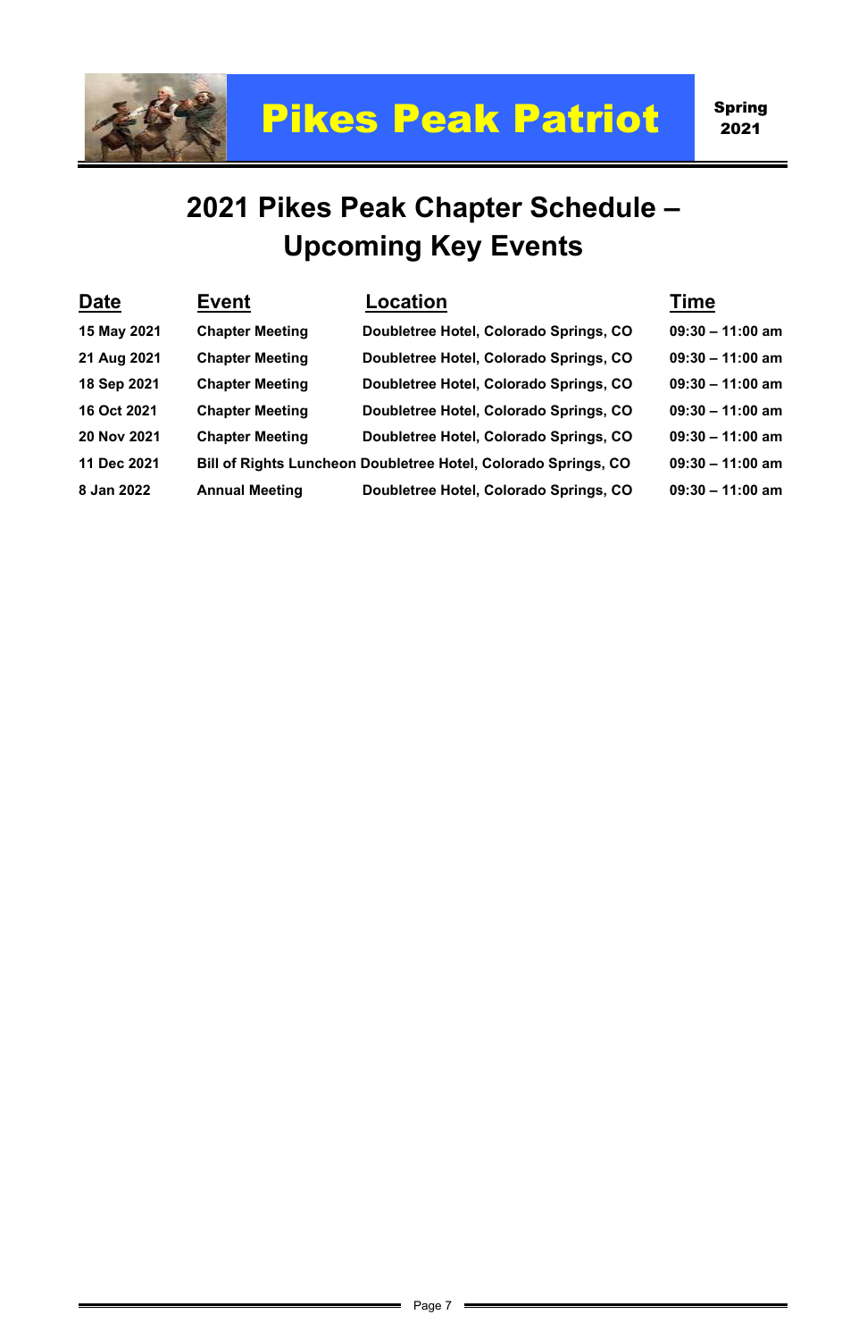# Pikes Peak Patriot

Spring 2021

## 2021 Pikes Peak Chapter Schedule – Upcoming Key Events

| Date | Event | Location | Time |
|---|---|---|---|
| 15 May 2021 | Chapter Meeting | Doubletree Hotel, Colorado Springs, CO | 09:30 – 11:00 am |
| 21 Aug 2021 | Chapter Meeting | Doubletree Hotel, Colorado Springs, CO | 09:30 – 11:00 am |
| 18 Sep 2021 | Chapter Meeting | Doubletree Hotel, Colorado Springs, CO | 09:30 – 11:00 am |
| 16 Oct 2021 | Chapter Meeting | Doubletree Hotel, Colorado Springs, CO | 09:30 – 11:00 am |
| 20 Nov 2021 | Chapter Meeting | Doubletree Hotel, Colorado Springs, CO | 09:30 – 11:00 am |
| 11 Dec 2021 | Bill of Rights Luncheon | Doubletree Hotel, Colorado Springs, CO | 09:30 – 11:00 am |
| 8 Jan 2022 | Annual Meeting | Doubletree Hotel, Colorado Springs, CO | 09:30 – 11:00 am |